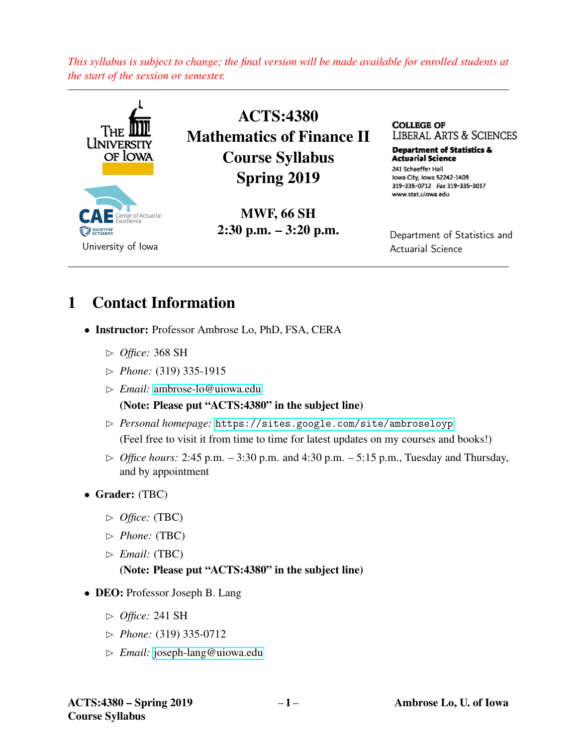*This syllabus is subject to change; the final version will be made available for enrolled students at the start of the session or semester.*

---

The University of Iowa

CAE Center of Actuarial Excellence — Society of Actuaries

University of Iowa

# ACTS:4380
# Mathematics of Finance II
# Course Syllabus
# Spring 2019

**MWF, 66 SH**
**2:30 p.m. – 3:20 p.m.**

College of Liberal Arts & Sciences
**Department of Statistics & Actuarial Science**
241 Schaeffer Hall
Iowa City, Iowa 52242-1409
319-335-0712 *Fax* 319-335-3017
www.stat.uiowa.edu

Department of Statistics and Actuarial Science

---

## 1 Contact Information

- **Instructor:** Professor Ambrose Lo, PhD, FSA, CERA
  - ▷ *Office:* 368 SH
  - ▷ *Phone:* (319) 335-1915
  - ▷ *Email:* ambrose-lo@uiowa.edu
    **(Note: Please put "ACTS:4380" in the subject line)**
  - ▷ *Personal homepage:* `https://sites.google.com/site/ambroseloyp`
    (Feel free to visit it from time to time for latest updates on my courses and books!)
  - ▷ *Office hours:* 2:45 p.m. – 3:30 p.m. and 4:30 p.m. – 5:15 p.m., Tuesday and Thursday, and by appointment
- **Grader:** (TBC)
  - ▷ *Office:* (TBC)
  - ▷ *Phone:* (TBC)
  - ▷ *Email:* (TBC)
    **(Note: Please put "ACTS:4380" in the subject line)**
- **DEO:** Professor Joseph B. Lang
  - ▷ *Office:* 241 SH
  - ▷ *Phone:* (319) 335-0712
  - ▷ *Email:* joseph-lang@uiowa.edu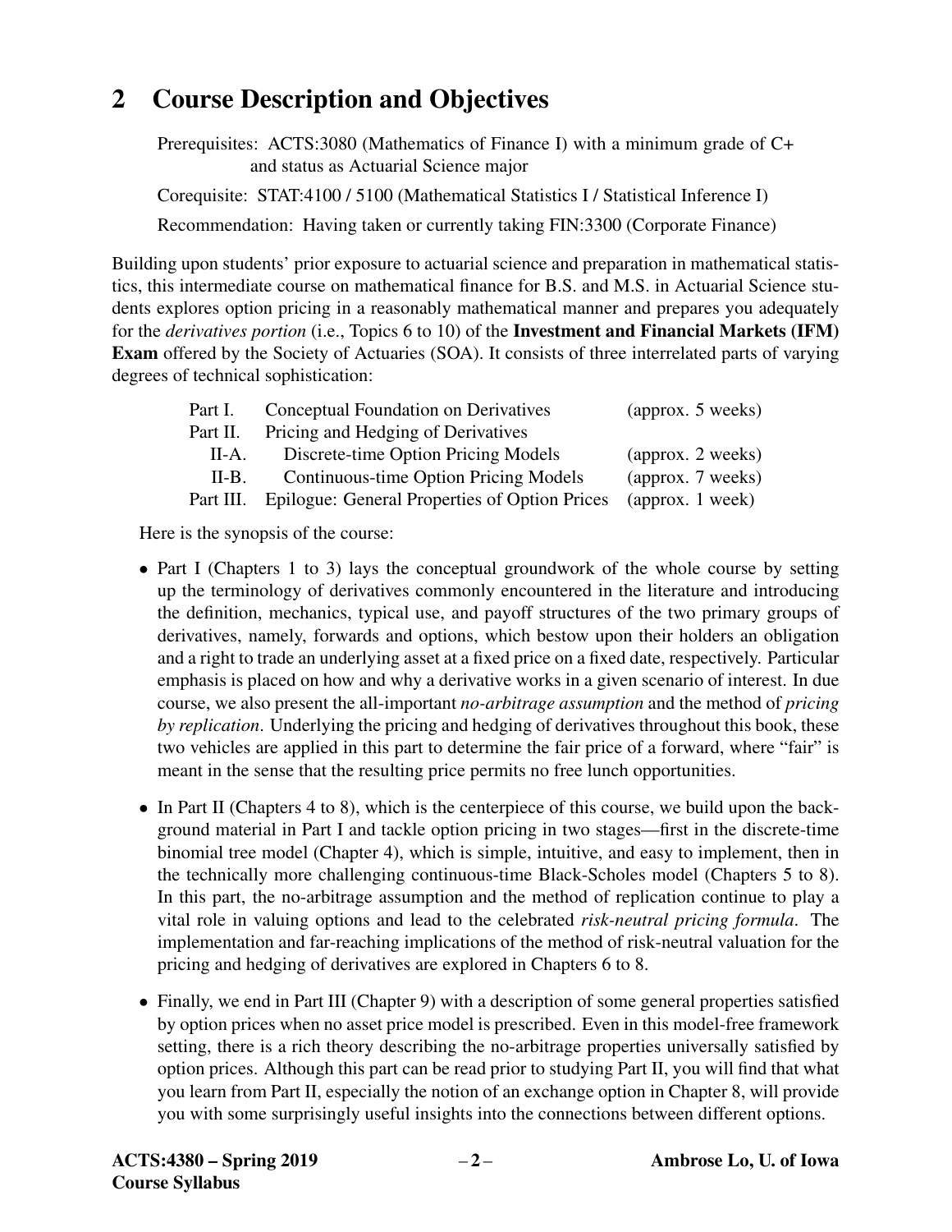## 2 Course Description and Objectives

Prerequisites: ACTS:3080 (Mathematics of Finance I) with a minimum grade of C+ and status as Actuarial Science major

Corequisite: STAT:4100 / 5100 (Mathematical Statistics I / Statistical Inference I)

Recommendation: Having taken or currently taking FIN:3300 (Corporate Finance)

Building upon students' prior exposure to actuarial science and preparation in mathematical statistics, this intermediate course on mathematical finance for B.S. and M.S. in Actuarial Science students explores option pricing in a reasonably mathematical manner and prepares you adequately for the *derivatives portion* (i.e., Topics 6 to 10) of the **Investment and Financial Markets (IFM) Exam** offered by the Society of Actuaries (SOA). It consists of three interrelated parts of varying degrees of technical sophistication:

| | | |
|---|---|---|
| Part I. | Conceptual Foundation on Derivatives | (approx. 5 weeks) |
| Part II. | Pricing and Hedging of Derivatives | |
| II-A. | Discrete-time Option Pricing Models | (approx. 2 weeks) |
| II-B. | Continuous-time Option Pricing Models | (approx. 7 weeks) |
| Part III. | Epilogue: General Properties of Option Prices | (approx. 1 week) |

Here is the synopsis of the course:

- Part I (Chapters 1 to 3) lays the conceptual groundwork of the whole course by setting up the terminology of derivatives commonly encountered in the literature and introducing the definition, mechanics, typical use, and payoff structures of the two primary groups of derivatives, namely, forwards and options, which bestow upon their holders an obligation and a right to trade an underlying asset at a fixed price on a fixed date, respectively. Particular emphasis is placed on how and why a derivative works in a given scenario of interest. In due course, we also present the all-important *no-arbitrage assumption* and the method of *pricing by replication*. Underlying the pricing and hedging of derivatives throughout this book, these two vehicles are applied in this part to determine the fair price of a forward, where "fair" is meant in the sense that the resulting price permits no free lunch opportunities.
- In Part II (Chapters 4 to 8), which is the centerpiece of this course, we build upon the background material in Part I and tackle option pricing in two stages—first in the discrete-time binomial tree model (Chapter 4), which is simple, intuitive, and easy to implement, then in the technically more challenging continuous-time Black-Scholes model (Chapters 5 to 8). In this part, the no-arbitrage assumption and the method of replication continue to play a vital role in valuing options and lead to the celebrated *risk-neutral pricing formula*. The implementation and far-reaching implications of the method of risk-neutral valuation for the pricing and hedging of derivatives are explored in Chapters 6 to 8.
- Finally, we end in Part III (Chapter 9) with a description of some general properties satisfied by option prices when no asset price model is prescribed. Even in this model-free framework setting, there is a rich theory describing the no-arbitrage properties universally satisfied by option prices. Although this part can be read prior to studying Part II, you will find that what you learn from Part II, especially the notion of an exchange option in Chapter 8, will provide you with some surprisingly useful insights into the connections between different options.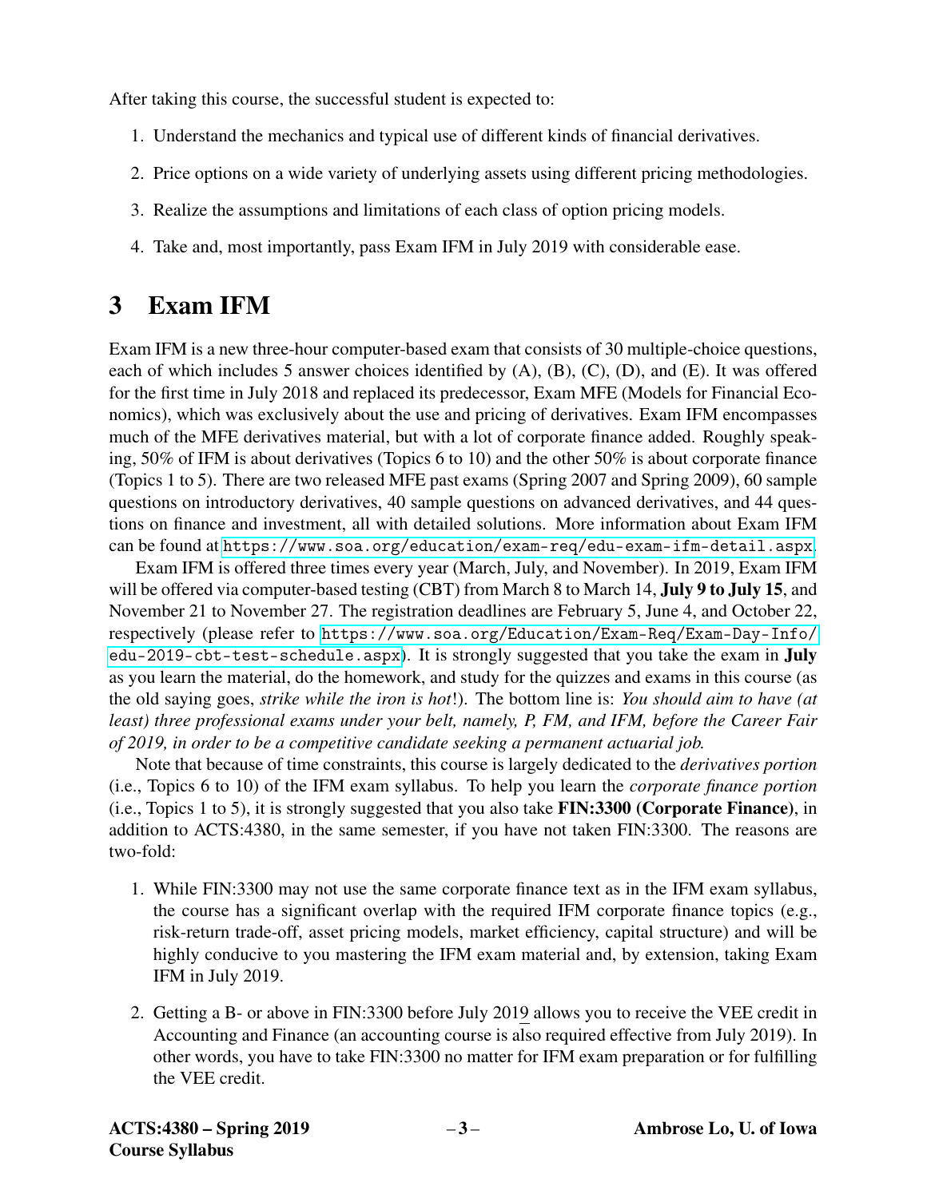After taking this course, the successful student is expected to:

1. Understand the mechanics and typical use of different kinds of financial derivatives.
2. Price options on a wide variety of underlying assets using different pricing methodologies.
3. Realize the assumptions and limitations of each class of option pricing models.
4. Take and, most importantly, pass Exam IFM in July 2019 with considerable ease.

# 3 Exam IFM

Exam IFM is a new three-hour computer-based exam that consists of 30 multiple-choice questions, each of which includes 5 answer choices identified by (A), (B), (C), (D), and (E). It was offered for the first time in July 2018 and replaced its predecessor, Exam MFE (Models for Financial Economics), which was exclusively about the use and pricing of derivatives. Exam IFM encompasses much of the MFE derivatives material, but with a lot of corporate finance added. Roughly speaking, 50% of IFM is about derivatives (Topics 6 to 10) and the other 50% is about corporate finance (Topics 1 to 5). There are two released MFE past exams (Spring 2007 and Spring 2009), 60 sample questions on introductory derivatives, 40 sample questions on advanced derivatives, and 44 questions on finance and investment, all with detailed solutions. More information about Exam IFM can be found at https://www.soa.org/education/exam-req/edu-exam-ifm-detail.aspx.

Exam IFM is offered three times every year (March, July, and November). In 2019, Exam IFM will be offered via computer-based testing (CBT) from March 8 to March 14, **July 9 to July 15**, and November 21 to November 27. The registration deadlines are February 5, June 4, and October 22, respectively (please refer to https://www.soa.org/Education/Exam-Req/Exam-Day-Info/edu-2019-cbt-test-schedule.aspx). It is strongly suggested that you take the exam in **July** as you learn the material, do the homework, and study for the quizzes and exams in this course (as the old saying goes, *strike while the iron is hot*!). The bottom line is: *You should aim to have (at least) three professional exams under your belt, namely, P, FM, and IFM, before the Career Fair of 2019, in order to be a competitive candidate seeking a permanent actuarial job.*

Note that because of time constraints, this course is largely dedicated to the *derivatives portion* (i.e., Topics 6 to 10) of the IFM exam syllabus. To help you learn the *corporate finance portion* (i.e., Topics 1 to 5), it is strongly suggested that you also take **FIN:3300 (Corporate Finance)**, in addition to ACTS:4380, in the same semester, if you have not taken FIN:3300. The reasons are two-fold:

1. While FIN:3300 may not use the same corporate finance text as in the IFM exam syllabus, the course has a significant overlap with the required IFM corporate finance topics (e.g., risk-return trade-off, asset pricing models, market efficiency, capital structure) and will be highly conducive to you mastering the IFM exam material and, by extension, taking Exam IFM in July 2019.
2. Getting a B- or above in FIN:3300 before July 2019 allows you to receive the VEE credit in Accounting and Finance (an accounting course is also required effective from July 2019). In other words, you have to take FIN:3300 no matter for IFM exam preparation or for fulfilling the VEE credit.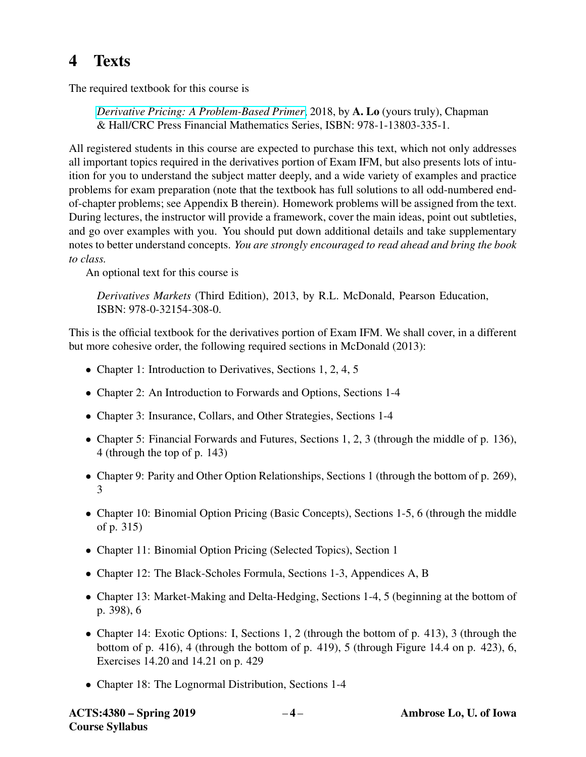# 4 Texts

The required textbook for this course is

> *Derivative Pricing: A Problem-Based Primer*, 2018, by **A. Lo** (yours truly), Chapman & Hall/CRC Press Financial Mathematics Series, ISBN: 978-1-13803-335-1.

All registered students in this course are expected to purchase this text, which not only addresses all important topics required in the derivatives portion of Exam IFM, but also presents lots of intuition for you to understand the subject matter deeply, and a wide variety of examples and practice problems for exam preparation (note that the textbook has full solutions to all odd-numbered end-of-chapter problems; see Appendix B therein). Homework problems will be assigned from the text. During lectures, the instructor will provide a framework, cover the main ideas, point out subtleties, and go over examples with you. You should put down additional details and take supplementary notes to better understand concepts. *You are strongly encouraged to read ahead and bring the book to class.*

An optional text for this course is

> *Derivatives Markets* (Third Edition), 2013, by R.L. McDonald, Pearson Education, ISBN: 978-0-32154-308-0.

This is the official textbook for the derivatives portion of Exam IFM. We shall cover, in a different but more cohesive order, the following required sections in McDonald (2013):

- Chapter 1: Introduction to Derivatives, Sections 1, 2, 4, 5
- Chapter 2: An Introduction to Forwards and Options, Sections 1-4
- Chapter 3: Insurance, Collars, and Other Strategies, Sections 1-4
- Chapter 5: Financial Forwards and Futures, Sections 1, 2, 3 (through the middle of p. 136), 4 (through the top of p. 143)
- Chapter 9: Parity and Other Option Relationships, Sections 1 (through the bottom of p. 269), 3
- Chapter 10: Binomial Option Pricing (Basic Concepts), Sections 1-5, 6 (through the middle of p. 315)
- Chapter 11: Binomial Option Pricing (Selected Topics), Section 1
- Chapter 12: The Black-Scholes Formula, Sections 1-3, Appendices A, B
- Chapter 13: Market-Making and Delta-Hedging, Sections 1-4, 5 (beginning at the bottom of p. 398), 6
- Chapter 14: Exotic Options: I, Sections 1, 2 (through the bottom of p. 413), 3 (through the bottom of p. 416), 4 (through the bottom of p. 419), 5 (through Figure 14.4 on p. 423), 6, Exercises 14.20 and 14.21 on p. 429
- Chapter 18: The Lognormal Distribution, Sections 1-4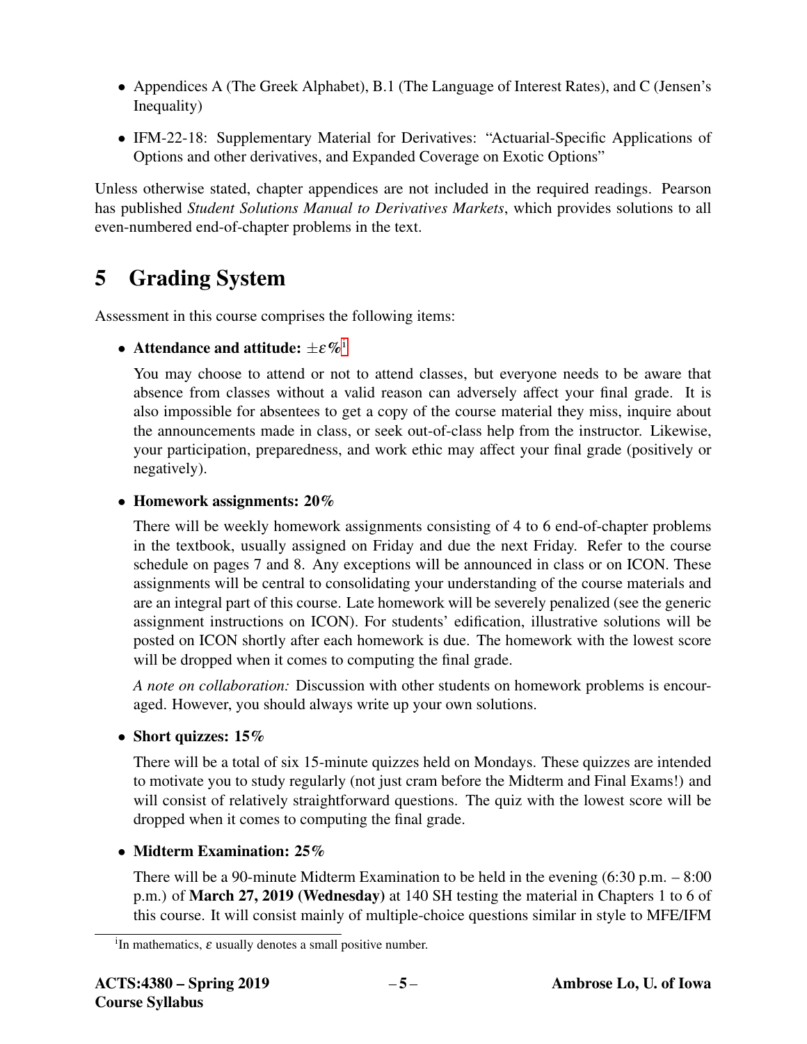- Appendices A (The Greek Alphabet), B.1 (The Language of Interest Rates), and C (Jensen's Inequality)
- IFM-22-18: Supplementary Material for Derivatives: "Actuarial-Specific Applications of Options and other derivatives, and Expanded Coverage on Exotic Options"

Unless otherwise stated, chapter appendices are not included in the required readings. Pearson has published *Student Solutions Manual to Derivatives Markets*, which provides solutions to all even-numbered end-of-chapter problems in the text.

# 5 Grading System

Assessment in this course comprises the following items:

- **Attendance and attitude:** $\pm\varepsilon\%$[i]

  You may choose to attend or not to attend classes, but everyone needs to be aware that absence from classes without a valid reason can adversely affect your final grade. It is also impossible for absentees to get a copy of the course material they miss, inquire about the announcements made in class, or seek out-of-class help from the instructor. Likewise, your participation, preparedness, and work ethic may affect your final grade (positively or negatively).

- **Homework assignments: 20%**

  There will be weekly homework assignments consisting of 4 to 6 end-of-chapter problems in the textbook, usually assigned on Friday and due the next Friday. Refer to the course schedule on pages 7 and 8. Any exceptions will be announced in class or on ICON. These assignments will be central to consolidating your understanding of the course materials and are an integral part of this course. Late homework will be severely penalized (see the generic assignment instructions on ICON). For students' edification, illustrative solutions will be posted on ICON shortly after each homework is due. The homework with the lowest score will be dropped when it comes to computing the final grade.

  *A note on collaboration:* Discussion with other students on homework problems is encouraged. However, you should always write up your own solutions.

- **Short quizzes: 15%**

  There will be a total of six 15-minute quizzes held on Mondays. These quizzes are intended to motivate you to study regularly (not just cram before the Midterm and Final Exams!) and will consist of relatively straightforward questions. The quiz with the lowest score will be dropped when it comes to computing the final grade.

- **Midterm Examination: 25%**

  There will be a 90-minute Midterm Examination to be held in the evening (6:30 p.m. – 8:00 p.m.) of **March 27, 2019 (Wednesday)** at 140 SH testing the material in Chapters 1 to 6 of this course. It will consist mainly of multiple-choice questions similar in style to MFE/IFM

---

[i] In mathematics, $\varepsilon$ usually denotes a small positive number.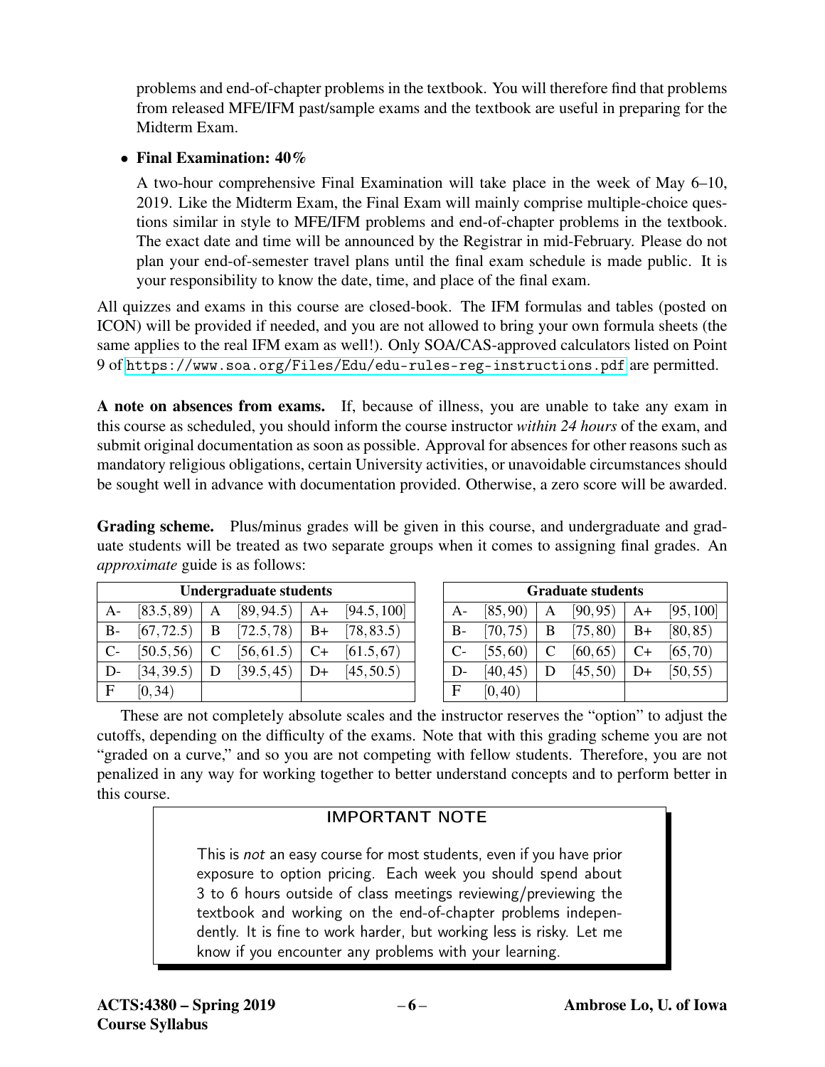problems and end-of-chapter problems in the textbook. You will therefore find that problems from released MFE/IFM past/sample exams and the textbook are useful in preparing for the Midterm Exam.

- **Final Examination: 40%**

  A two-hour comprehensive Final Examination will take place in the week of May 6–10, 2019. Like the Midterm Exam, the Final Exam will mainly comprise multiple-choice questions similar in style to MFE/IFM problems and end-of-chapter problems in the textbook. The exact date and time will be announced by the Registrar in mid-February. Please do not plan your end-of-semester travel plans until the final exam schedule is made public. It is your responsibility to know the date, time, and place of the final exam.

All quizzes and exams in this course are closed-book. The IFM formulas and tables (posted on ICON) will be provided if needed, and you are not allowed to bring your own formula sheets (the same applies to the real IFM exam as well!). Only SOA/CAS-approved calculators listed on Point 9 of https://www.soa.org/Files/Edu/edu-rules-reg-instructions.pdf are permitted.

**A note on absences from exams.** If, because of illness, you are unable to take any exam in this course as scheduled, you should inform the course instructor *within 24 hours* of the exam, and submit original documentation as soon as possible. Approval for absences for other reasons such as mandatory religious obligations, certain University activities, or unavoidable circumstances should be sought well in advance with documentation provided. Otherwise, a zero score will be awarded.

**Grading scheme.** Plus/minus grades will be given in this course, and undergraduate and graduate students will be treated as two separate groups when it comes to assigning final grades. An *approximate* guide is as follows:

| **Undergraduate students** | | | | | |
|---|---|---|---|---|---|
| A- | $[83.5, 89)$ | A | $[89, 94.5)$ | A+ | $[94.5, 100]$ |
| B- | $[67, 72.5)$ | B | $[72.5, 78)$ | B+ | $[78, 83.5)$ |
| C- | $[50.5, 56)$ | C | $[56, 61.5)$ | C+ | $[61.5, 67)$ |
| D- | $[34, 39.5)$ | D | $[39.5, 45)$ | D+ | $[45, 50.5)$ |
| F | $[0, 34)$ | | | | |

| **Graduate students** | | | | | |
|---|---|---|---|---|---|
| A- | $[85, 90)$ | A | $[90, 95)$ | A+ | $[95, 100]$ |
| B- | $[70, 75)$ | B | $[75, 80)$ | B+ | $[80, 85)$ |
| C- | $[55, 60)$ | C | $[60, 65)$ | C+ | $[65, 70)$ |
| D- | $[40, 45)$ | D | $[45, 50)$ | D+ | $[50, 55)$ |
| F | $[0, 40)$ | | | | |

These are not completely absolute scales and the instructor reserves the "option" to adjust the cutoffs, depending on the difficulty of the exams. Note that with this grading scheme you are not "graded on a curve," and so you are not competing with fellow students. Therefore, you are not penalized in any way for working together to better understand concepts and to perform better in this course.

**IMPORTANT NOTE**

This is *not* an easy course for most students, even if you have prior exposure to option pricing. Each week you should spend about 3 to 6 hours outside of class meetings reviewing/previewing the textbook and working on the end-of-chapter problems independently. It is fine to work harder, but working less is risky. Let me know if you encounter any problems with your learning.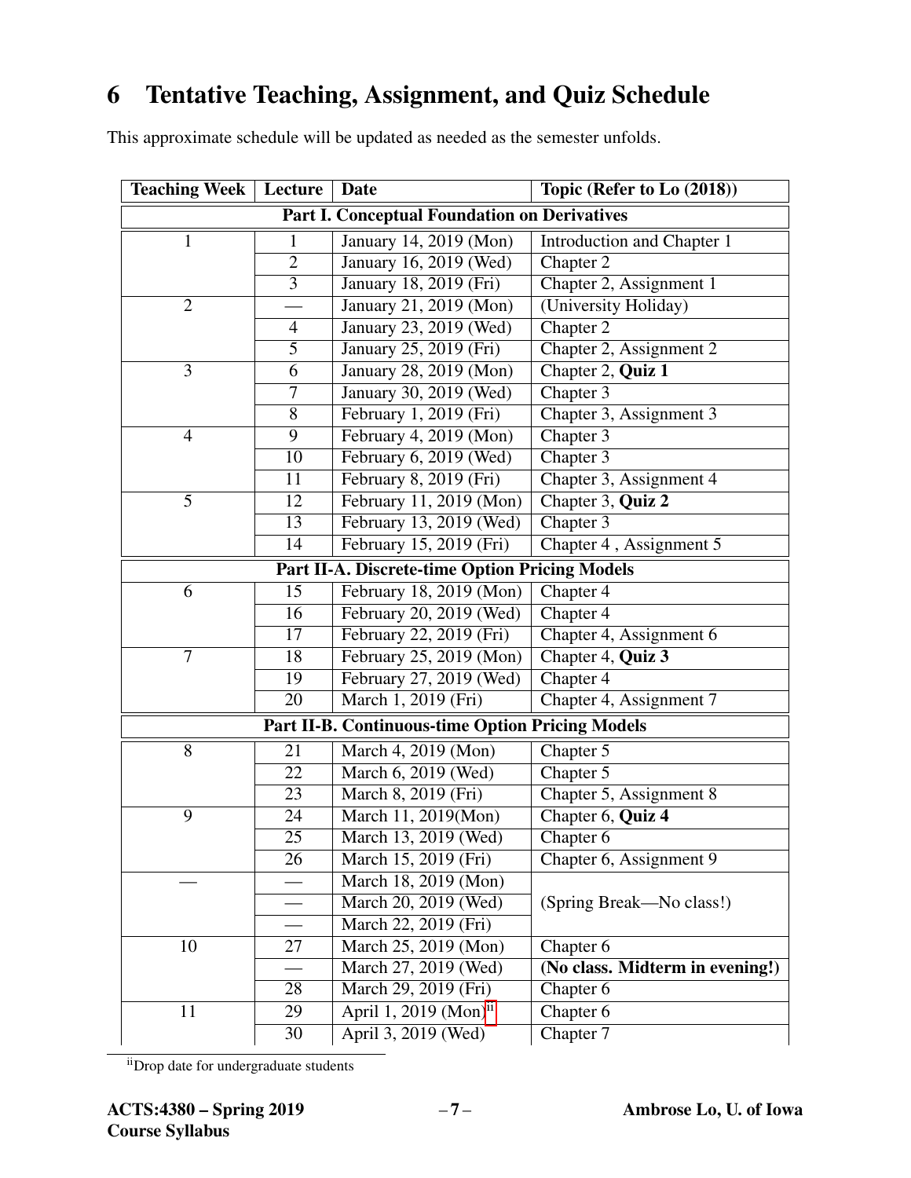## 6 Tentative Teaching, Assignment, and Quiz Schedule

This approximate schedule will be updated as needed as the semester unfolds.

| Teaching Week | Lecture | Date | Topic (Refer to Lo (2018)) |
|---|---|---|---|
| **Part I. Conceptual Foundation on Derivatives** | | | |
| 1 | 1 | January 14, 2019 (Mon) | Introduction and Chapter 1 |
| | 2 | January 16, 2019 (Wed) | Chapter 2 |
| | 3 | January 18, 2019 (Fri) | Chapter 2, Assignment 1 |
| 2 | — | January 21, 2019 (Mon) | (University Holiday) |
| | 4 | January 23, 2019 (Wed) | Chapter 2 |
| | 5 | January 25, 2019 (Fri) | Chapter 2, Assignment 2 |
| 3 | 6 | January 28, 2019 (Mon) | Chapter 2, **Quiz 1** |
| | 7 | January 30, 2019 (Wed) | Chapter 3 |
| | 8 | February 1, 2019 (Fri) | Chapter 3, Assignment 3 |
| 4 | 9 | February 4, 2019 (Mon) | Chapter 3 |
| | 10 | February 6, 2019 (Wed) | Chapter 3 |
| | 11 | February 8, 2019 (Fri) | Chapter 3, Assignment 4 |
| 5 | 12 | February 11, 2019 (Mon) | Chapter 3, **Quiz 2** |
| | 13 | February 13, 2019 (Wed) | Chapter 3 |
| | 14 | February 15, 2019 (Fri) | Chapter 4 , Assignment 5 |
| **Part II-A. Discrete-time Option Pricing Models** | | | |
| 6 | 15 | February 18, 2019 (Mon) | Chapter 4 |
| | 16 | February 20, 2019 (Wed) | Chapter 4 |
| | 17 | February 22, 2019 (Fri) | Chapter 4, Assignment 6 |
| 7 | 18 | February 25, 2019 (Mon) | Chapter 4, **Quiz 3** |
| | 19 | February 27, 2019 (Wed) | Chapter 4 |
| | 20 | March 1, 2019 (Fri) | Chapter 4, Assignment 7 |
| **Part II-B. Continuous-time Option Pricing Models** | | | |
| 8 | 21 | March 4, 2019 (Mon) | Chapter 5 |
| | 22 | March 6, 2019 (Wed) | Chapter 5 |
| | 23 | March 8, 2019 (Fri) | Chapter 5, Assignment 8 |
| 9 | 24 | March 11, 2019(Mon) | Chapter 6, **Quiz 4** |
| | 25 | March 13, 2019 (Wed) | Chapter 6 |
| | 26 | March 15, 2019 (Fri) | Chapter 6, Assignment 9 |
| — | — | March 18, 2019 (Mon) | (Spring Break—No class!) |
| | — | March 20, 2019 (Wed) | |
| | — | March 22, 2019 (Fri) | |
| 10 | 27 | March 25, 2019 (Mon) | Chapter 6 |
| | — | March 27, 2019 (Wed) | **(No class. Midterm in evening!)** |
| | 28 | March 29, 2019 (Fri) | Chapter 6 |
| 11 | 29 | April 1, 2019 (Mon)[ii] | Chapter 6 |
| | 30 | April 3, 2019 (Wed) | Chapter 7 |

[ii] Drop date for undergraduate students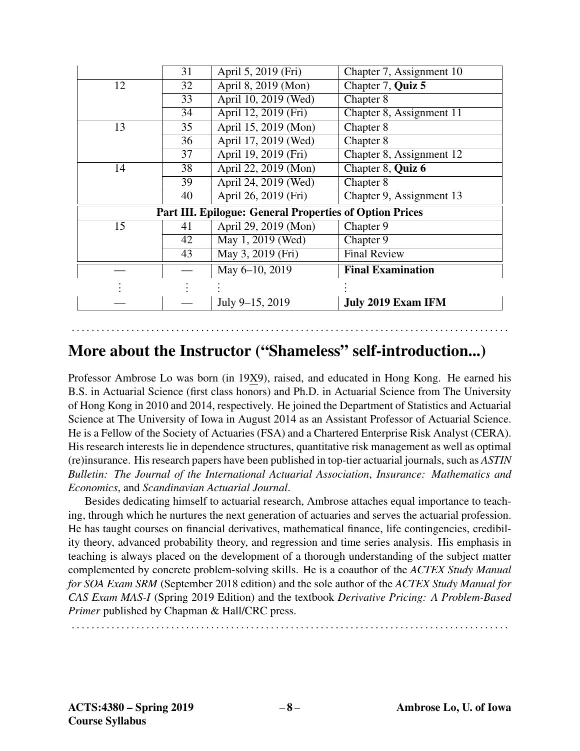| | | | |
|---|---|---|---|
| | 31 | April 5, 2019 (Fri) | Chapter 7, Assignment 10 |
| 12 | 32 | April 8, 2019 (Mon) | Chapter 7, **Quiz 5** |
| | 33 | April 10, 2019 (Wed) | Chapter 8 |
| | 34 | April 12, 2019 (Fri) | Chapter 8, Assignment 11 |
| 13 | 35 | April 15, 2019 (Mon) | Chapter 8 |
| | 36 | April 17, 2019 (Wed) | Chapter 8 |
| | 37 | April 19, 2019 (Fri) | Chapter 8, Assignment 12 |
| 14 | 38 | April 22, 2019 (Mon) | Chapter 8, **Quiz 6** |
| | 39 | April 24, 2019 (Wed) | Chapter 8 |
| | 40 | April 26, 2019 (Fri) | Chapter 9, Assignment 13 |
| **Part III. Epilogue: General Properties of Option Prices** | | | |
| 15 | 41 | April 29, 2019 (Mon) | Chapter 9 |
| | 42 | May 1, 2019 (Wed) | Chapter 9 |
| | 43 | May 3, 2019 (Fri) | Final Review |
| — | — | May 6–10, 2019 | **Final Examination** |
| ⋮ | ⋮ | ⋮ | ⋮ |
| — | — | July 9–15, 2019 | **July 2019 Exam IFM** |

## More about the Instructor ("Shameless" self-introduction...)

Professor Ambrose Lo was born (in 19X9), raised, and educated in Hong Kong. He earned his B.S. in Actuarial Science (first class honors) and Ph.D. in Actuarial Science from The University of Hong Kong in 2010 and 2014, respectively. He joined the Department of Statistics and Actuarial Science at The University of Iowa in August 2014 as an Assistant Professor of Actuarial Science. He is a Fellow of the Society of Actuaries (FSA) and a Chartered Enterprise Risk Analyst (CERA). His research interests lie in dependence structures, quantitative risk management as well as optimal (re)insurance. His research papers have been published in top-tier actuarial journals, such as *ASTIN Bulletin: The Journal of the International Actuarial Association*, *Insurance: Mathematics and Economics*, and *Scandinavian Actuarial Journal*.

Besides dedicating himself to actuarial research, Ambrose attaches equal importance to teaching, through which he nurtures the next generation of actuaries and serves the actuarial profession. He has taught courses on financial derivatives, mathematical finance, life contingencies, credibility theory, advanced probability theory, and regression and time series analysis. His emphasis in teaching is always placed on the development of a thorough understanding of the subject matter complemented by concrete problem-solving skills. He is a coauthor of the *ACTEX Study Manual for SOA Exam SRM* (September 2018 edition) and the sole author of the *ACTEX Study Manual for CAS Exam MAS-I* (Spring 2019 Edition) and the textbook *Derivative Pricing: A Problem-Based Primer* published by Chapman & Hall/CRC press.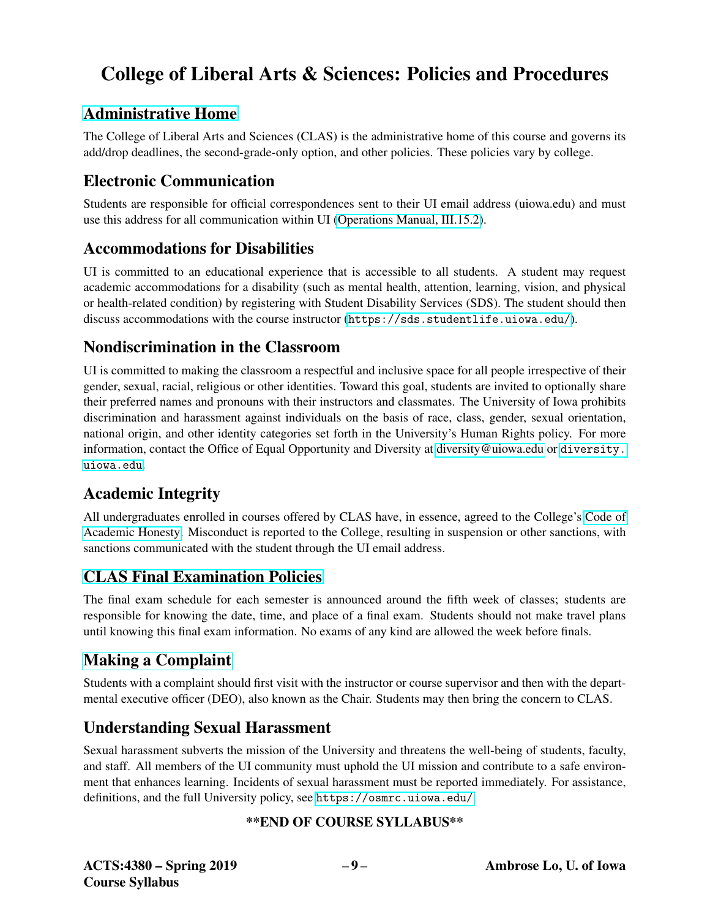# College of Liberal Arts & Sciences: Policies and Procedures

## Administrative Home

The College of Liberal Arts and Sciences (CLAS) is the administrative home of this course and governs its add/drop deadlines, the second-grade-only option, and other policies. These policies vary by college.

## Electronic Communication

Students are responsible for official correspondences sent to their UI email address (uiowa.edu) and must use this address for all communication within UI (Operations Manual, III.15.2).

## Accommodations for Disabilities

UI is committed to an educational experience that is accessible to all students. A student may request academic accommodations for a disability (such as mental health, attention, learning, vision, and physical or health-related condition) by registering with Student Disability Services (SDS). The student should then discuss accommodations with the course instructor (`https://sds.studentlife.uiowa.edu/`).

## Nondiscrimination in the Classroom

UI is committed to making the classroom a respectful and inclusive space for all people irrespective of their gender, sexual, racial, religious or other identities. Toward this goal, students are invited to optionally share their preferred names and pronouns with their instructors and classmates. The University of Iowa prohibits discrimination and harassment against individuals on the basis of race, class, gender, sexual orientation, national origin, and other identity categories set forth in the University's Human Rights policy. For more information, contact the Office of Equal Opportunity and Diversity at diversity@uiowa.edu or `diversity.uiowa.edu`.

## Academic Integrity

All undergraduates enrolled in courses offered by CLAS have, in essence, agreed to the College's Code of Academic Honesty. Misconduct is reported to the College, resulting in suspension or other sanctions, with sanctions communicated with the student through the UI email address.

## CLAS Final Examination Policies

The final exam schedule for each semester is announced around the fifth week of classes; students are responsible for knowing the date, time, and place of a final exam. Students should not make travel plans until knowing this final exam information. No exams of any kind are allowed the week before finals.

## Making a Complaint

Students with a complaint should first visit with the instructor or course supervisor and then with the departmental executive officer (DEO), also known as the Chair. Students may then bring the concern to CLAS.

## Understanding Sexual Harassment

Sexual harassment subverts the mission of the University and threatens the well-being of students, faculty, and staff. All members of the UI community must uphold the UI mission and contribute to a safe environment that enhances learning. Incidents of sexual harassment must be reported immediately. For assistance, definitions, and the full University policy, see `https://osmrc.uiowa.edu/`.

**\*\*END OF COURSE SYLLABUS\*\***